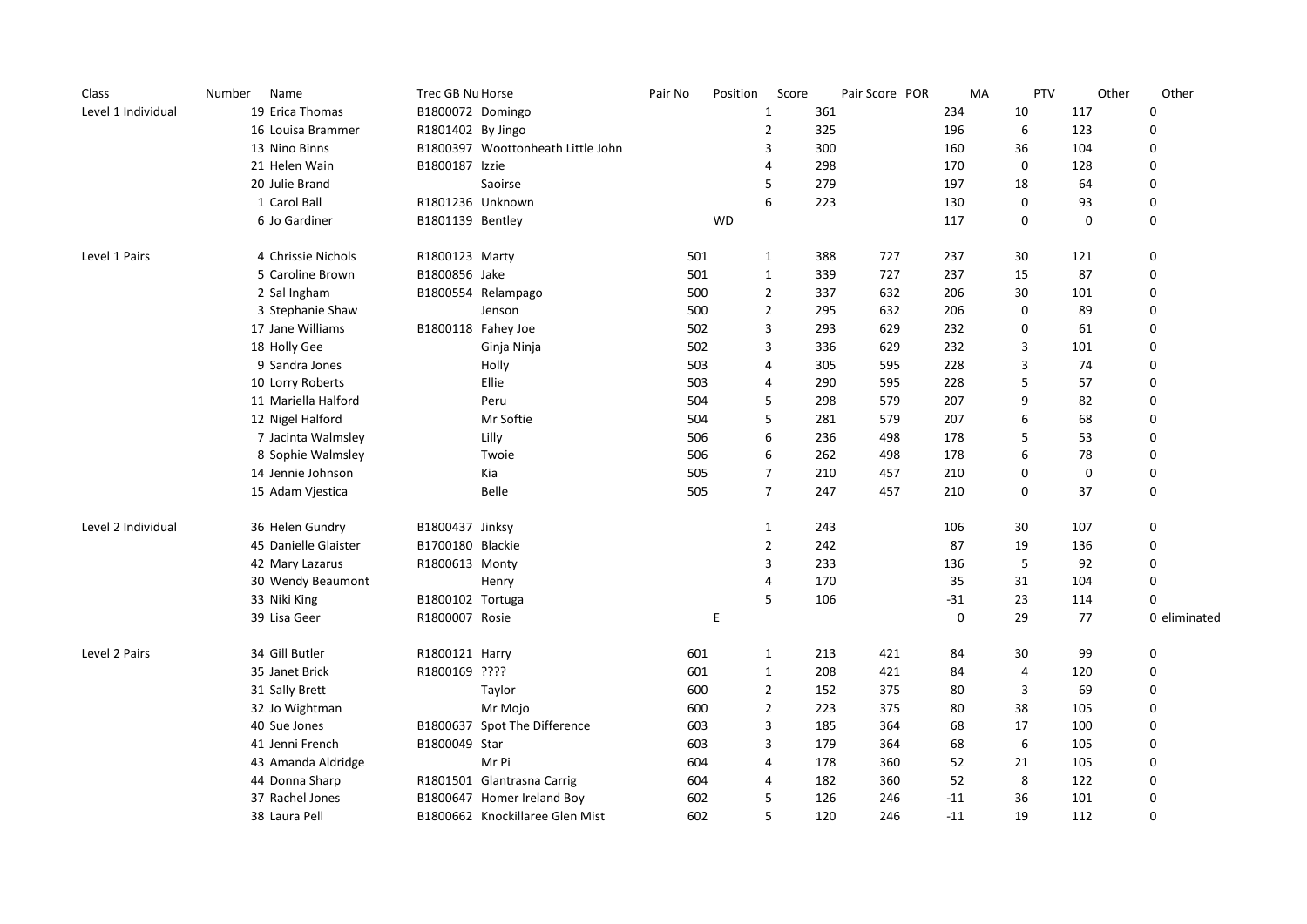| Class | Number | Name | Trec GB Nu | Horse | Pair No | Position | Score | Pair Score | POR | MA | PTV | Other | Other |
|---|---|---|---|---|---|---|---|---|---|---|---|---|---|
| Level 1 Individual | 19 | Erica Thomas | B1800072 | Domingo | | 1 | 361 | | 234 | 10 | 117 | 0 | |
| | 16 | Louisa Brammer | R1801402 | By Jingo | | 2 | 325 | | 196 | 6 | 123 | 0 | |
| | 13 | Nino Binns | B1800397 | Woottonheath Little John | | 3 | 300 | | 160 | 36 | 104 | 0 | |
| | 21 | Helen Wain | B1800187 | Izzie | | 4 | 298 | | 170 | 0 | 128 | 0 | |
| | 20 | Julie Brand | | Saoirse | | 5 | 279 | | 197 | 18 | 64 | 0 | |
| | 1 | Carol Ball | R1801236 | Unknown | | 6 | 223 | | 130 | 0 | 93 | 0 | |
| | 6 | Jo Gardiner | B1801139 | Bentley | | WD | | | 117 | 0 | 0 | 0 | |
| | | | | | | | | | | | | | |
| Level 1 Pairs | 4 | Chrissie Nichols | R1800123 | Marty | 501 | 1 | 388 | 727 | 237 | 30 | 121 | 0 | |
| | 5 | Caroline Brown | B1800856 | Jake | 501 | 1 | 339 | 727 | 237 | 15 | 87 | 0 | |
| | 2 | Sal Ingham | B1800554 | Relampago | 500 | 2 | 337 | 632 | 206 | 30 | 101 | 0 | |
| | 3 | Stephanie Shaw | | Jenson | 500 | 2 | 295 | 632 | 206 | 0 | 89 | 0 | |
| | 17 | Jane Williams | B1800118 | Fahey Joe | 502 | 3 | 293 | 629 | 232 | 0 | 61 | 0 | |
| | 18 | Holly Gee | | Ginja Ninja | 502 | 3 | 336 | 629 | 232 | 3 | 101 | 0 | |
| | 9 | Sandra Jones | | Holly | 503 | 4 | 305 | 595 | 228 | 3 | 74 | 0 | |
| | 10 | Lorry Roberts | | Ellie | 503 | 4 | 290 | 595 | 228 | 5 | 57 | 0 | |
| | 11 | Mariella Halford | | Peru | 504 | 5 | 298 | 579 | 207 | 9 | 82 | 0 | |
| | 12 | Nigel Halford | | Mr Softie | 504 | 5 | 281 | 579 | 207 | 6 | 68 | 0 | |
| | 7 | Jacinta Walmsley | | Lilly | 506 | 6 | 236 | 498 | 178 | 5 | 53 | 0 | |
| | 8 | Sophie Walmsley | | Twoie | 506 | 6 | 262 | 498 | 178 | 6 | 78 | 0 | |
| | 14 | Jennie Johnson | | Kia | 505 | 7 | 210 | 457 | 210 | 0 | 0 | 0 | |
| | 15 | Adam Vjestica | | Belle | 505 | 7 | 247 | 457 | 210 | 0 | 37 | 0 | |
| | | | | | | | | | | | | | |
| Level 2 Individual | 36 | Helen Gundry | B1800437 | Jinksy | | 1 | 243 | | 106 | 30 | 107 | 0 | |
| | 45 | Danielle Glaister | B1700180 | Blackie | | 2 | 242 | | 87 | 19 | 136 | 0 | |
| | 42 | Mary Lazarus | R1800613 | Monty | | 3 | 233 | | 136 | 5 | 92 | 0 | |
| | 30 | Wendy Beaumont | | Henry | | 4 | 170 | | 35 | 31 | 104 | 0 | |
| | 33 | Niki King | B1800102 | Tortuga | | 5 | 106 | | -31 | 23 | 114 | 0 | |
| | 39 | Lisa Geer | R1800007 | Rosie | | E | | | 0 | 29 | 77 | 0 | eliminated |
| | | | | | | | | | | | | | |
| Level 2 Pairs | 34 | Gill Butler | R1800121 | Harry | 601 | 1 | 213 | 421 | 84 | 30 | 99 | 0 | |
| | 35 | Janet Brick | R1800169 | ???? | 601 | 1 | 208 | 421 | 84 | 4 | 120 | 0 | |
| | 31 | Sally Brett | | Taylor | 600 | 2 | 152 | 375 | 80 | 3 | 69 | 0 | |
| | 32 | Jo Wightman | | Mr Mojo | 600 | 2 | 223 | 375 | 80 | 38 | 105 | 0 | |
| | 40 | Sue Jones | B1800637 | Spot The Difference | 603 | 3 | 185 | 364 | 68 | 17 | 100 | 0 | |
| | 41 | Jenni French | B1800049 | Star | 603 | 3 | 179 | 364 | 68 | 6 | 105 | 0 | |
| | 43 | Amanda Aldridge | | Mr Pi | 604 | 4 | 178 | 360 | 52 | 21 | 105 | 0 | |
| | 44 | Donna Sharp | R1801501 | Glantrasna Carrig | 604 | 4 | 182 | 360 | 52 | 8 | 122 | 0 | |
| | 37 | Rachel Jones | B1800647 | Homer Ireland Boy | 602 | 5 | 126 | 246 | -11 | 36 | 101 | 0 | |
| | 38 | Laura Pell | B1800662 | Knockillaree Glen Mist | 602 | 5 | 120 | 246 | -11 | 19 | 112 | 0 | |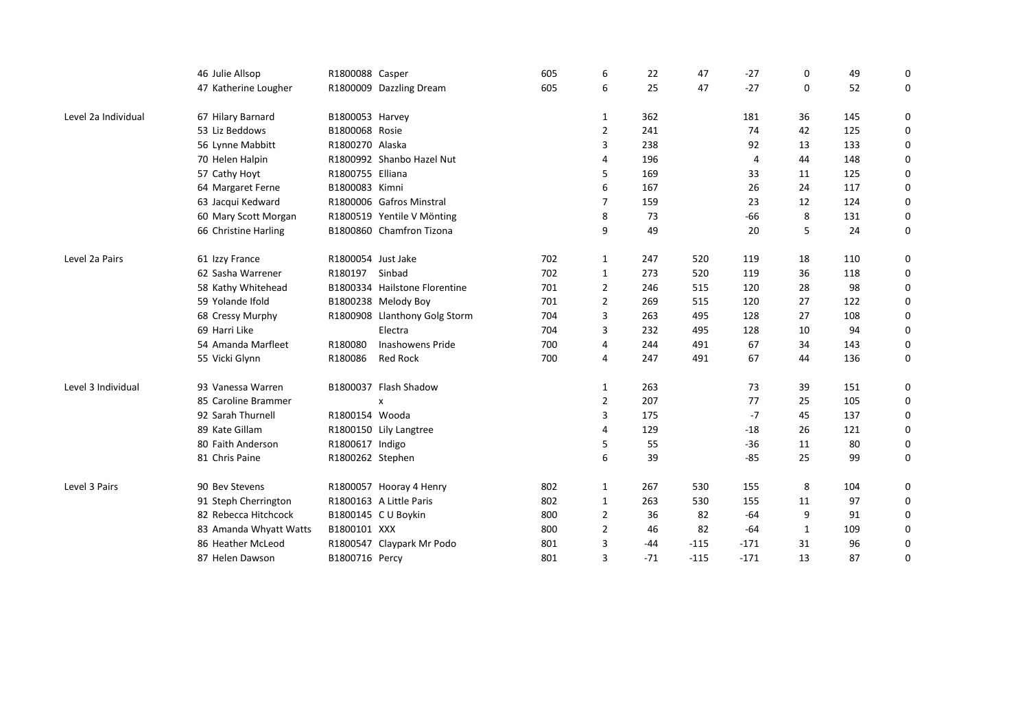| | | | | | | | | | | | | |
|---|---|---|---|---|---|---|---|---|---|---|---|---|
| | 46 | Julie Allsop | R1800088 | Casper | 605 | 6 | 22 | 47 | -27 | 0 | 49 | 0 |
| | 47 | Katherine Lougher | R1800009 | Dazzling Dream | 605 | 6 | 25 | 47 | -27 | 0 | 52 | 0 |
| Level 2a Individual | 67 | Hilary Barnard | B1800053 | Harvey | | 1 | 362 | | 181 | 36 | 145 | 0 |
| | 53 | Liz Beddows | B1800068 | Rosie | | 2 | 241 | | 74 | 42 | 125 | 0 |
| | 56 | Lynne Mabbitt | R1800270 | Alaska | | 3 | 238 | | 92 | 13 | 133 | 0 |
| | 70 | Helen Halpin | R1800992 | Shanbo Hazel Nut | | 4 | 196 | | 4 | 44 | 148 | 0 |
| | 57 | Cathy Hoyt | R1800755 | Elliana | | 5 | 169 | | 33 | 11 | 125 | 0 |
| | 64 | Margaret Ferne | B1800083 | Kimni | | 6 | 167 | | 26 | 24 | 117 | 0 |
| | 63 | Jacqui Kedward | R1800006 | Gafros Minstral | | 7 | 159 | | 23 | 12 | 124 | 0 |
| | 60 | Mary Scott Morgan | R1800519 | Yentile V Mönting | | 8 | 73 | | -66 | 8 | 131 | 0 |
| | 66 | Christine Harling | B1800860 | Chamfron Tizona | | 9 | 49 | | 20 | 5 | 24 | 0 |
| Level 2a Pairs | 61 | Izzy France | R1800054 | Just Jake | 702 | 1 | 247 | 520 | 119 | 18 | 110 | 0 |
| | 62 | Sasha Warrener | R180197 | Sinbad | 702 | 1 | 273 | 520 | 119 | 36 | 118 | 0 |
| | 58 | Kathy Whitehead | B1800334 | Hailstone Florentine | 701 | 2 | 246 | 515 | 120 | 28 | 98 | 0 |
| | 59 | Yolande Ifold | B1800238 | Melody Boy | 701 | 2 | 269 | 515 | 120 | 27 | 122 | 0 |
| | 68 | Cressy Murphy | R1800908 | Llanthony Golg Storm | 704 | 3 | 263 | 495 | 128 | 27 | 108 | 0 |
| | 69 | Harri Like | | Electra | 704 | 3 | 232 | 495 | 128 | 10 | 94 | 0 |
| | 54 | Amanda Marfleet | R180080 | Inashowens Pride | 700 | 4 | 244 | 491 | 67 | 34 | 143 | 0 |
| | 55 | Vicki Glynn | R180086 | Red Rock | 700 | 4 | 247 | 491 | 67 | 44 | 136 | 0 |
| Level 3 Individual | 93 | Vanessa Warren | B1800037 | Flash Shadow | | 1 | 263 | | 73 | 39 | 151 | 0 |
| | 85 | Caroline Brammer | | x | | 2 | 207 | | 77 | 25 | 105 | 0 |
| | 92 | Sarah Thurnell | R1800154 | Wooda | | 3 | 175 | | -7 | 45 | 137 | 0 |
| | 89 | Kate Gillam | R1800150 | Lily Langtree | | 4 | 129 | | -18 | 26 | 121 | 0 |
| | 80 | Faith Anderson | R1800617 | Indigo | | 5 | 55 | | -36 | 11 | 80 | 0 |
| | 81 | Chris Paine | R1800262 | Stephen | | 6 | 39 | | -85 | 25 | 99 | 0 |
| Level 3 Pairs | 90 | Bev Stevens | R1800057 | Hooray 4 Henry | 802 | 1 | 267 | 530 | 155 | 8 | 104 | 0 |
| | 91 | Steph Cherrington | R1800163 | A Little Paris | 802 | 1 | 263 | 530 | 155 | 11 | 97 | 0 |
| | 82 | Rebecca Hitchcock | B1800145 | C U Boykin | 800 | 2 | 36 | 82 | -64 | 9 | 91 | 0 |
| | 83 | Amanda Whyatt Watts | B1800101 | XXX | 800 | 2 | 46 | 82 | -64 | 1 | 109 | 0 |
| | 86 | Heather McLeod | R1800547 | Claypark Mr Podo | 801 | 3 | -44 | -115 | -171 | 31 | 96 | 0 |
| | 87 | Helen Dawson | B1800716 | Percy | 801 | 3 | -71 | -115 | -171 | 13 | 87 | 0 |